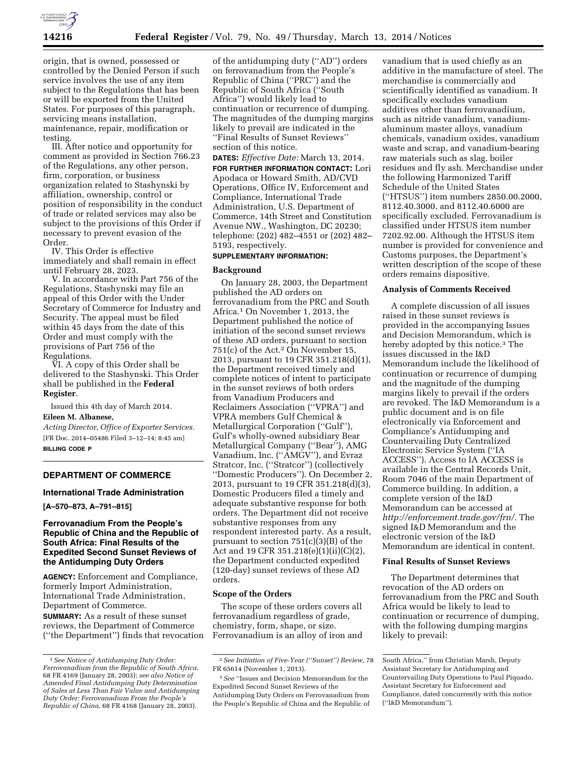origin, that is owned, possessed or controlled by the Denied Person if such service involves the use of any item subject to the Regulations that has been or will be exported from the United States. For purposes of this paragraph, servicing means installation, maintenance, repair, modification or testing.

III. After notice and opportunity for comment as provided in Section 766.23 of the Regulations, any other person, firm, corporation, or business organization related to Stashynski by affiliation, ownership, control or position of responsibility in the conduct of trade or related services may also be subject to the provisions of this Order if necessary to prevent evasion of the Order.

IV. This Order is effective immediately and shall remain in effect until February 28, 2023.

V. In accordance with Part 756 of the Regulations, Stashynski may file an appeal of this Order with the Under Secretary of Commerce for Industry and Security. The appeal must be filed within 45 days from the date of this Order and must comply with the provisions of Part 756 of the Regulations.

VI. A copy of this Order shall be delivered to the Stashynski. This Order shall be published in the **Federal Register**.

Issued this 4th day of March 2014.

**Eileen M. Albanese,**

*Acting Director, Office of Exporter Services.*

[FR Doc. 2014–05486 Filed 3–12–14; 8:45 am]

**BILLING CODE P**

---

## DEPARTMENT OF COMMERCE

### International Trade Administration

**[A–570–873, A–791–815]**

### Ferrovanadium From the People's Republic of China and the Republic of South Africa: Final Results of the Expedited Second Sunset Reviews of the Antidumping Duty Orders

**AGENCY:** Enforcement and Compliance, formerly Import Administration, International Trade Administration, Department of Commerce.

**SUMMARY:** As a result of these sunset reviews, the Department of Commerce (''the Department'') finds that revocation of the antidumping duty (''AD'') orders on ferrovanadium from the People's Republic of China (''PRC'') and the Republic of South Africa (''South Africa'') would likely lead to continuation or recurrence of dumping. The magnitudes of the dumping margins likely to prevail are indicated in the ''Final Results of Sunset Reviews'' section of this notice.

**DATES:** *Effective Date:* March 13, 2014.

**FOR FURTHER INFORMATION CONTACT:** Lori Apodaca or Howard Smith, AD/CVD Operations, Office IV, Enforcement and Compliance, International Trade Administration, U.S. Department of Commerce, 14th Street and Constitution Avenue NW., Washington, DC 20230; telephone: (202) 482–4551 or (202) 482–5193, respectively.

**SUPPLEMENTARY INFORMATION:**

#### Background

On January 28, 2003, the Department published the AD orders on ferrovanadium from the PRC and South Africa.[1] On November 1, 2013, the Department published the notice of initiation of the second sunset reviews of these AD orders, pursuant to section 751(c) of the Act.[2] On November 15, 2013, pursuant to 19 CFR 351.218(d)(1), the Department received timely and complete notices of intent to participate in the sunset reviews of both orders from Vanadium Producers and Reclaimers Association (''VPRA'') and VPRA members Gulf Chemical & Metallurgical Corporation (''Gulf''), Gulf's wholly-owned subsidiary Bear Metallurgical Company (''Bear''), AMG Vanadium, Inc. (''AMGV''), and Evraz Stratcor, Inc. (''Stratcor'') (collectively ''Domestic Producers''). On December 2, 2013, pursuant to 19 CFR 351.218(d)(3), Domestic Producers filed a timely and adequate substantive response for both orders. The Department did not receive substantive responses from any respondent interested party. As a result, pursuant to section 751(c)(3)(B) of the Act and 19 CFR 351.218(e)(1)(ii)(C)(2), the Department conducted expedited (120-day) sunset reviews of these AD orders.

#### Scope of the Orders

The scope of these orders covers all ferrovanadium regardless of grade, chemistry, form, shape, or size. Ferrovanadium is an alloy of iron and vanadium that is used chiefly as an additive in the manufacture of steel. The merchandise is commercially and scientifically identified as vanadium. It specifically excludes vanadium additives other than ferrovanadium, such as nitride vanadium, vanadium-aluminum master alloys, vanadium chemicals, vanadium oxides, vanadium waste and scrap, and vanadium-bearing raw materials such as slag, boiler residues and fly ash. Merchandise under the following Harmonized Tariff Schedule of the United States (''HTSUS'') item numbers 2850.00.2000, 8112.40.3000, and 8112.40.6000 are specifically excluded. Ferrovanadium is classified under HTSUS item number 7202.92.00. Although the HTSUS item number is provided for convenience and Customs purposes, the Department's written description of the scope of these orders remains dispositive.

#### Analysis of Comments Received

A complete discussion of all issues raised in these sunset reviews is provided in the accompanying Issues and Decision Memorandum, which is hereby adopted by this notice.[3] The issues discussed in the I&D Memorandum include the likelihood of continuation or recurrence of dumping and the magnitude of the dumping margins likely to prevail if the orders are revoked. The I&D Memorandum is a public document and is on file electronically via Enforcement and Compliance's Antidumping and Countervailing Duty Centralized Electronic Service System (''IA ACCESS''). Access to IA ACCESS is available in the Central Records Unit, Room 7046 of the main Department of Commerce building. In addition, a complete version of the I&D Memorandum can be accessed at *http://enforcement.trade.gov/frn/*. The signed I&D Memorandum and the electronic version of the I&D Memorandum are identical in content.

#### Final Results of Sunset Reviews

The Department determines that revocation of the AD orders on ferrovanadium from the PRC and South Africa would be likely to lead to continuation or recurrence of dumping, with the following dumping margins likely to prevail:

---

[1] *See Notice of Antidumping Duty Order: Ferrovanadium from the Republic of South Africa,* 68 FR 4169 (January 28, 2003); *see also Notice of Amended Final Antidumping Duty Determination of Sales at Less Than Fair Value and Antidumping Duty Order: Ferrovanadium From the People's Republic of China,* 68 FR 4168 (January 28, 2003).

[2] *See Initiation of Five-Year (''Sunset'') Review,* 78 FR 65614 (November 1, 2013).

[3] *See* ''Issues and Decision Memorandum for the Expedited Second Sunset Reviews of the Antidumping Duty Orders on Ferrovanadium from the People's Republic of China and the Republic of South Africa,'' from Christian Marsh, Deputy Assistant Secretary for Antidumping and Countervailing Duty Operations to Paul Piquado, Assistant Secretary for Enforcement and Compliance, dated concurrently with this notice (''I&D Memorandum'').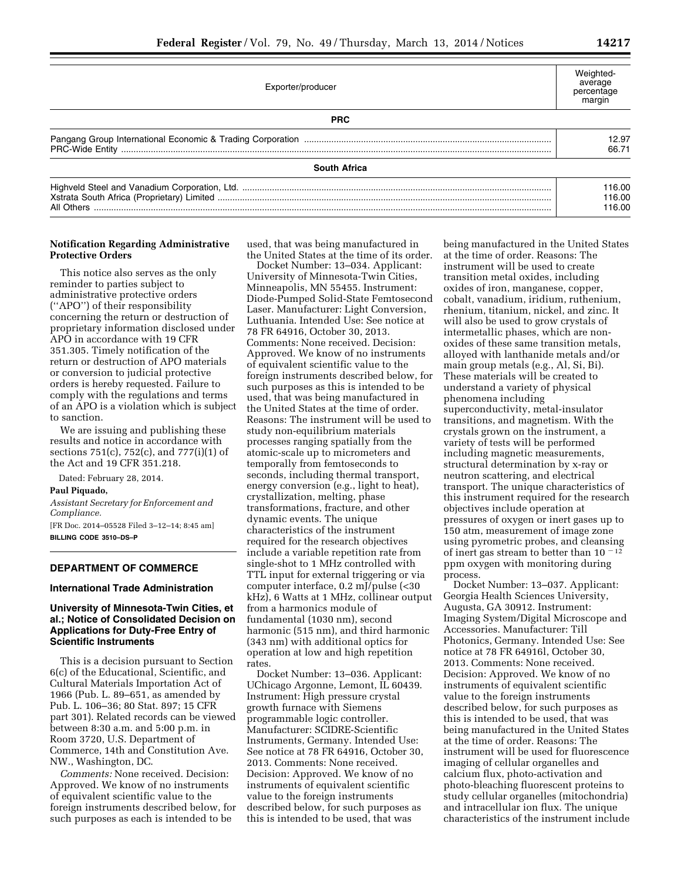| Exporter/producer | Weighted-average percentage margin |
| --- | --- |
| **PRC** | |
| Pangang Group International Economic & Trading Corporation | 12.97 |
| PRC-Wide Entity | 66.71 |
| **South Africa** | |
| Highveld Steel and Vanadium Corporation, Ltd. | 116.00 |
| Xstrata South Africa (Proprietary) Limited | 116.00 |
| All Others | 116.00 |

**Notification Regarding Administrative Protective Orders**

This notice also serves as the only reminder to parties subject to administrative protective orders (''APO'') of their responsibility concerning the return or destruction of proprietary information disclosed under APO in accordance with 19 CFR 351.305. Timely notification of the return or destruction of APO materials or conversion to judicial protective orders is hereby requested. Failure to comply with the regulations and terms of an APO is a violation which is subject to sanction.

We are issuing and publishing these results and notice in accordance with sections 751(c), 752(c), and 777(i)(1) of the Act and 19 CFR 351.218.

Dated: February 28, 2014.

**Paul Piquado,**

*Assistant Secretary for Enforcement and Compliance.*

[FR Doc. 2014–05528 Filed 3–12–14; 8:45 am]

**BILLING CODE 3510–DS–P**

## DEPARTMENT OF COMMERCE

### International Trade Administration

### University of Minnesota-Twin Cities, et al.; Notice of Consolidated Decision on Applications for Duty-Free Entry of Scientific Instruments

This is a decision pursuant to Section 6(c) of the Educational, Scientific, and Cultural Materials Importation Act of 1966 (Pub. L. 89–651, as amended by Pub. L. 106–36; 80 Stat. 897; 15 CFR part 301). Related records can be viewed between 8:30 a.m. and 5:00 p.m. in Room 3720, U.S. Department of Commerce, 14th and Constitution Ave. NW., Washington, DC.

*Comments:* None received. Decision: Approved. We know of no instruments of equivalent scientific value to the foreign instruments described below, for such purposes as each is intended to be used, that was being manufactured in the United States at the time of its order.

Docket Number: 13–034. Applicant: University of Minnesota-Twin Cities, Minneapolis, MN 55455. Instrument: Diode-Pumped Solid-State Femtosecond Laser. Manufacturer: Light Conversion, Luthuania. Intended Use: See notice at 78 FR 64916, October 30, 2013. Comments: None received. Decision: Approved. We know of no instruments of equivalent scientific value to the foreign instruments described below, for such purposes as this is intended to be used, that was being manufactured in the United States at the time of order. Reasons: The instrument will be used to study non-equilibrium materials processes ranging spatially from the atomic-scale up to micrometers and temporally from femtoseconds to seconds, including thermal transport, energy conversion (e.g., light to heat), crystallization, melting, phase transformations, fracture, and other dynamic events. The unique characteristics of the instrument required for the research objectives include a variable repetition rate from single-shot to 1 MHz controlled with TTL input for external triggering or via computer interface, 0.2 mJ/pulse (<30 kHz), 6 Watts at 1 MHz, collinear output from a harmonics module of fundamental (1030 nm), second harmonic (515 nm), and third harmonic (343 nm) with additional optics for operation at low and high repetition rates.

Docket Number: 13–036. Applicant: UChicago Argonne, Lemont, IL 60439. Instrument: High pressure crystal growth furnace with Siemens programmable logic controller. Manufacturer: SCIDRE-Scientific Instruments, Germany. Intended Use: See notice at 78 FR 64916, October 30, 2013. Comments: None received. Decision: Approved. We know of no instruments of equivalent scientific value to the foreign instruments described below, for such purposes as this is intended to be used, that was being manufactured in the United States at the time of order. Reasons: The instrument will be used to create transition metal oxides, including oxides of iron, manganese, copper, cobalt, vanadium, iridium, ruthenium, rhenium, titanium, nickel, and zinc. It will also be used to grow crystals of intermetallic phases, which are non-oxides of these same transition metals, alloyed with lanthanide metals and/or main group metals (e.g., Al, Si, Bi). These materials will be created to understand a variety of physical phenomena including superconductivity, metal-insulator transitions, and magnetism. With the crystals grown on the instrument, a variety of tests will be performed including magnetic measurements, structural determination by x-ray or neutron scattering, and electrical transport. The unique characteristics of this instrument required for the research objectives include operation at pressures of oxygen or inert gases up to 150 atm, measurement of image zone using pyrometric probes, and cleansing of inert gas stream to better than $10^{-12}$ ppm oxygen with monitoring during process.

Docket Number: 13–037. Applicant: Georgia Health Sciences University, Augusta, GA 30912. Instrument: Imaging System/Digital Microscope and Accessories. Manufacturer: Till Photonics, Germany. Intended Use: See notice at 78 FR 64916l, October 30, 2013. Comments: None received. Decision: Approved. We know of no instruments of equivalent scientific value to the foreign instruments described below, for such purposes as this is intended to be used, that was being manufactured in the United States at the time of order. Reasons: The instrument will be used for fluorescence imaging of cellular organelles and calcium flux, photo-activation and photo-bleaching fluorescent proteins to study cellular organelles (mitochondria) and intracellular ion flux. The unique characteristics of the instrument include